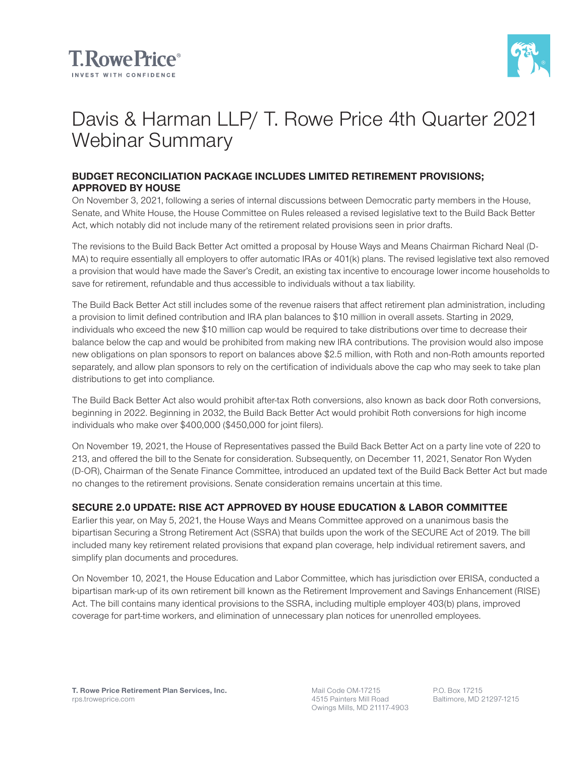T. Rowe Price
INVEST WITH CONFIDENCE

# Davis & Harman LLP/ T. Rowe Price 4th Quarter 2021 Webinar Summary

### BUDGET RECONCILIATION PACKAGE INCLUDES LIMITED RETIREMENT PROVISIONS; APPROVED BY HOUSE

On November 3, 2021, following a series of internal discussions between Democratic party members in the House, Senate, and White House, the House Committee on Rules released a revised legislative text to the Build Back Better Act, which notably did not include many of the retirement related provisions seen in prior drafts.

The revisions to the Build Back Better Act omitted a proposal by House Ways and Means Chairman Richard Neal (D-MA) to require essentially all employers to offer automatic IRAs or 401(k) plans. The revised legislative text also removed a provision that would have made the Saver's Credit, an existing tax incentive to encourage lower income households to save for retirement, refundable and thus accessible to individuals without a tax liability.

The Build Back Better Act still includes some of the revenue raisers that affect retirement plan administration, including a provision to limit defined contribution and IRA plan balances to $10 million in overall assets. Starting in 2029, individuals who exceed the new $10 million cap would be required to take distributions over time to decrease their balance below the cap and would be prohibited from making new IRA contributions. The provision would also impose new obligations on plan sponsors to report on balances above $2.5 million, with Roth and non-Roth amounts reported separately, and allow plan sponsors to rely on the certification of individuals above the cap who may seek to take plan distributions to get into compliance.

The Build Back Better Act also would prohibit after-tax Roth conversions, also known as back door Roth conversions, beginning in 2022. Beginning in 2032, the Build Back Better Act would prohibit Roth conversions for high income individuals who make over $400,000 ($450,000 for joint filers).

On November 19, 2021, the House of Representatives passed the Build Back Better Act on a party line vote of 220 to 213, and offered the bill to the Senate for consideration. Subsequently, on December 11, 2021, Senator Ron Wyden (D-OR), Chairman of the Senate Finance Committee, introduced an updated text of the Build Back Better Act but made no changes to the retirement provisions. Senate consideration remains uncertain at this time.

### SECURE 2.0 UPDATE: RISE ACT APPROVED BY HOUSE EDUCATION & LABOR COMMITTEE

Earlier this year, on May 5, 2021, the House Ways and Means Committee approved on a unanimous basis the bipartisan Securing a Strong Retirement Act (SSRA) that builds upon the work of the SECURE Act of 2019. The bill included many key retirement related provisions that expand plan coverage, help individual retirement savers, and simplify plan documents and procedures.

On November 10, 2021, the House Education and Labor Committee, which has jurisdiction over ERISA, conducted a bipartisan mark-up of its own retirement bill known as the Retirement Improvement and Savings Enhancement (RISE) Act. The bill contains many identical provisions to the SSRA, including multiple employer 403(b) plans, improved coverage for part-time workers, and elimination of unnecessary plan notices for unenrolled employees.

**T. Rowe Price Retirement Plan Services, Inc.**
rps.troweprice.com

Mail Code OM-17215
4515 Painters Mill Road
Owings Mills, MD 21117-4903

P.O. Box 17215
Baltimore, MD 21297-1215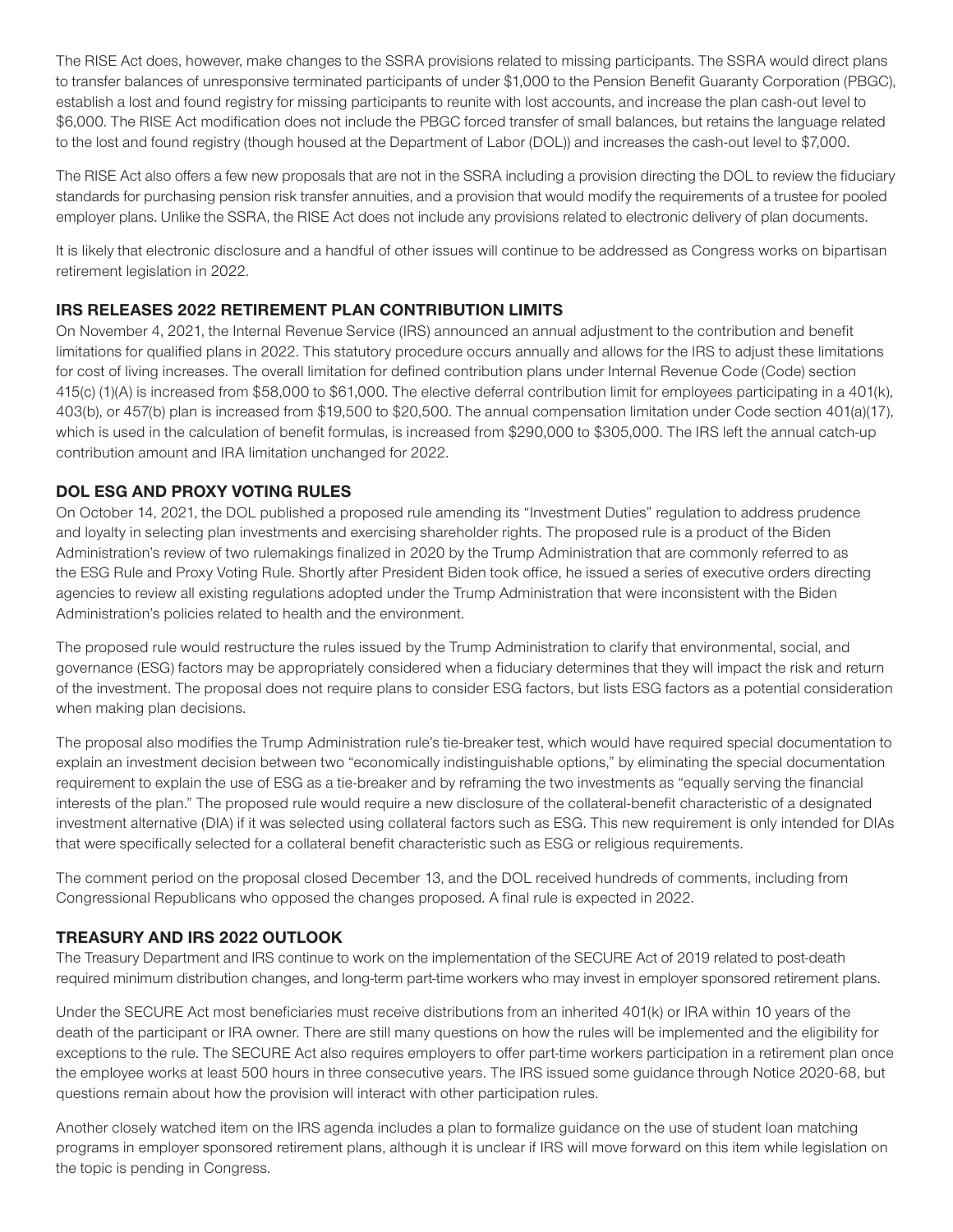The RISE Act does, however, make changes to the SSRA provisions related to missing participants. The SSRA would direct plans to transfer balances of unresponsive terminated participants of under $1,000 to the Pension Benefit Guaranty Corporation (PBGC), establish a lost and found registry for missing participants to reunite with lost accounts, and increase the plan cash-out level to $6,000. The RISE Act modification does not include the PBGC forced transfer of small balances, but retains the language related to the lost and found registry (though housed at the Department of Labor (DOL)) and increases the cash-out level to $7,000.

The RISE Act also offers a few new proposals that are not in the SSRA including a provision directing the DOL to review the fiduciary standards for purchasing pension risk transfer annuities, and a provision that would modify the requirements of a trustee for pooled employer plans. Unlike the SSRA, the RISE Act does not include any provisions related to electronic delivery of plan documents.

It is likely that electronic disclosure and a handful of other issues will continue to be addressed as Congress works on bipartisan retirement legislation in 2022.

## IRS RELEASES 2022 RETIREMENT PLAN CONTRIBUTION LIMITS

On November 4, 2021, the Internal Revenue Service (IRS) announced an annual adjustment to the contribution and benefit limitations for qualified plans in 2022. This statutory procedure occurs annually and allows for the IRS to adjust these limitations for cost of living increases. The overall limitation for defined contribution plans under Internal Revenue Code (Code) section 415(c) (1)(A) is increased from $58,000 to $61,000. The elective deferral contribution limit for employees participating in a 401(k), 403(b), or 457(b) plan is increased from $19,500 to $20,500. The annual compensation limitation under Code section 401(a)(17), which is used in the calculation of benefit formulas, is increased from $290,000 to $305,000. The IRS left the annual catch-up contribution amount and IRA limitation unchanged for 2022.

## DOL ESG AND PROXY VOTING RULES

On October 14, 2021, the DOL published a proposed rule amending its "Investment Duties" regulation to address prudence and loyalty in selecting plan investments and exercising shareholder rights. The proposed rule is a product of the Biden Administration's review of two rulemakings finalized in 2020 by the Trump Administration that are commonly referred to as the ESG Rule and Proxy Voting Rule. Shortly after President Biden took office, he issued a series of executive orders directing agencies to review all existing regulations adopted under the Trump Administration that were inconsistent with the Biden Administration's policies related to health and the environment.

The proposed rule would restructure the rules issued by the Trump Administration to clarify that environmental, social, and governance (ESG) factors may be appropriately considered when a fiduciary determines that they will impact the risk and return of the investment. The proposal does not require plans to consider ESG factors, but lists ESG factors as a potential consideration when making plan decisions.

The proposal also modifies the Trump Administration rule's tie-breaker test, which would have required special documentation to explain an investment decision between two "economically indistinguishable options," by eliminating the special documentation requirement to explain the use of ESG as a tie-breaker and by reframing the two investments as "equally serving the financial interests of the plan." The proposed rule would require a new disclosure of the collateral-benefit characteristic of a designated investment alternative (DIA) if it was selected using collateral factors such as ESG. This new requirement is only intended for DIAs that were specifically selected for a collateral benefit characteristic such as ESG or religious requirements.

The comment period on the proposal closed December 13, and the DOL received hundreds of comments, including from Congressional Republicans who opposed the changes proposed. A final rule is expected in 2022.

## TREASURY AND IRS 2022 OUTLOOK

The Treasury Department and IRS continue to work on the implementation of the SECURE Act of 2019 related to post-death required minimum distribution changes, and long-term part-time workers who may invest in employer sponsored retirement plans.

Under the SECURE Act most beneficiaries must receive distributions from an inherited 401(k) or IRA within 10 years of the death of the participant or IRA owner. There are still many questions on how the rules will be implemented and the eligibility for exceptions to the rule. The SECURE Act also requires employers to offer part-time workers participation in a retirement plan once the employee works at least 500 hours in three consecutive years. The IRS issued some guidance through Notice 2020-68, but questions remain about how the provision will interact with other participation rules.

Another closely watched item on the IRS agenda includes a plan to formalize guidance on the use of student loan matching programs in employer sponsored retirement plans, although it is unclear if IRS will move forward on this item while legislation on the topic is pending in Congress.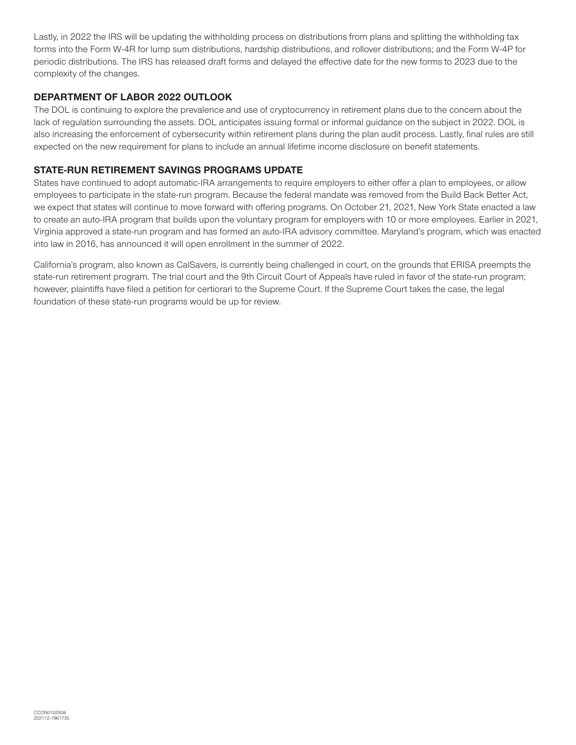Lastly, in 2022 the IRS will be updating the withholding process on distributions from plans and splitting the withholding tax forms into the Form W-4R for lump sum distributions, hardship distributions, and rollover distributions; and the Form W-4P for periodic distributions. The IRS has released draft forms and delayed the effective date for the new forms to 2023 due to the complexity of the changes.

## DEPARTMENT OF LABOR 2022 OUTLOOK

The DOL is continuing to explore the prevalence and use of cryptocurrency in retirement plans due to the concern about the lack of regulation surrounding the assets. DOL anticipates issuing formal or informal guidance on the subject in 2022. DOL is also increasing the enforcement of cybersecurity within retirement plans during the plan audit process. Lastly, final rules are still expected on the new requirement for plans to include an annual lifetime income disclosure on benefit statements.

## STATE-RUN RETIREMENT SAVINGS PROGRAMS UPDATE

States have continued to adopt automatic-IRA arrangements to require employers to either offer a plan to employees, or allow employees to participate in the state-run program. Because the federal mandate was removed from the Build Back Better Act, we expect that states will continue to move forward with offering programs. On October 21, 2021, New York State enacted a law to create an auto-IRA program that builds upon the voluntary program for employers with 10 or more employees. Earlier in 2021, Virginia approved a state-run program and has formed an auto-IRA advisory committee. Maryland's program, which was enacted into law in 2016, has announced it will open enrollment in the summer of 2022.

California's program, also known as CalSavers, is currently being challenged in court, on the grounds that ERISA preempts the state-run retirement program. The trial court and the 9th Circuit Court of Appeals have ruled in favor of the state-run program; however, plaintiffs have filed a petition for certiorari to the Supreme Court. If the Supreme Court takes the case, the legal foundation of these state-run programs would be up for review.

CCON0102508
202112-1961735